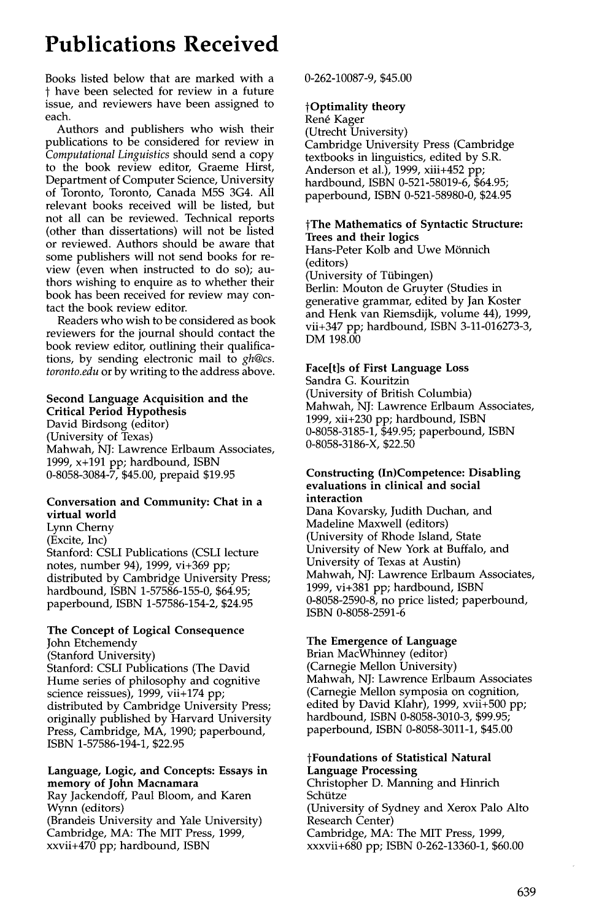# Publications Received

Books listed below that are marked with a † have been selected for review in a future issue, and reviewers have been assigned to each.

Authors and publishers who wish their publications to be considered for review in *Computational Linguistics* should send a copy to the book review editor, Graeme Hirst, Department of Computer Science, University of Toronto, Toronto, Canada M5S 3G4. All relevant books received will be listed, but not all can be reviewed. Technical reports (other than dissertations) will not be listed or reviewed. Authors should be aware that some publishers will not send books for review (even when instructed to do so); authors wishing to enquire as to whether their book has been received for review may contact the book review editor.

Readers who wish to be considered as book reviewers for the journal should contact the book review editor, outlining their qualifications, by sending electronic mail to *gh@cs.toronto.edu* or by writing to the address above.

**Second Language Acquisition and the Critical Period Hypothesis**
David Birdsong (editor)
(University of Texas)
Mahwah, NJ: Lawrence Erlbaum Associates, 1999, x+191 pp; hardbound, ISBN 0-8058-3084-7, $45.00, prepaid $19.95

**Conversation and Community: Chat in a virtual world**
Lynn Cherny
(Excite, Inc)
Stanford: CSLI Publications (CSLI lecture notes, number 94), 1999, vi+369 pp; distributed by Cambridge University Press; hardbound, ISBN 1-57586-155-0, $64.95; paperbound, ISBN 1-57586-154-2, $24.95

**The Concept of Logical Consequence**
John Etchemendy
(Stanford University)
Stanford: CSLI Publications (The David Hume series of philosophy and cognitive science reissues), 1999, vii+174 pp; distributed by Cambridge University Press; originally published by Harvard University Press, Cambridge, MA, 1990; paperbound, ISBN 1-57586-194-1, $22.95

**Language, Logic, and Concepts: Essays in memory of John Macnamara**
Ray Jackendoff, Paul Bloom, and Karen Wynn (editors)
(Brandeis University and Yale University)
Cambridge, MA: The MIT Press, 1999, xxvii+470 pp; hardbound, ISBN 0-262-10087-9, $45.00

**†Optimality theory**
René Kager
(Utrecht University)
Cambridge University Press (Cambridge textbooks in linguistics, edited by S.R. Anderson et al.), 1999, xiii+452 pp; hardbound, ISBN 0-521-58019-6, $64.95; paperbound, ISBN 0-521-58980-0, $24.95

**†The Mathematics of Syntactic Structure: Trees and their logics**
Hans-Peter Kolb and Uwe Mönnich (editors)
(University of Tübingen)
Berlin: Mouton de Gruyter (Studies in generative grammar, edited by Jan Koster and Henk van Riemsdijk, volume 44), 1999, vii+347 pp; hardbound, ISBN 3-11-016273-3, DM 198.00

**Face[t]s of First Language Loss**
Sandra G. Kouritzin
(University of British Columbia)
Mahwah, NJ: Lawrence Erlbaum Associates, 1999, xii+230 pp; hardbound, ISBN 0-8058-3185-1, $49.95; paperbound, ISBN 0-8058-3186-X, $22.50

**Constructing (In)Competence: Disabling evaluations in clinical and social interaction**
Dana Kovarsky, Judith Duchan, and Madeline Maxwell (editors)
(University of Rhode Island, State University of New York at Buffalo, and University of Texas at Austin)
Mahwah, NJ: Lawrence Erlbaum Associates, 1999, vi+381 pp; hardbound, ISBN 0-8058-2590-8, no price listed; paperbound, ISBN 0-8058-2591-6

**The Emergence of Language**
Brian MacWhinney (editor)
(Carnegie Mellon University)
Mahwah, NJ: Lawrence Erlbaum Associates (Carnegie Mellon symposia on cognition, edited by David Klahr), 1999, xvii+500 pp; hardbound, ISBN 0-8058-3010-3, $99.95; paperbound, ISBN 0-8058-3011-1, $45.00

**†Foundations of Statistical Natural Language Processing**
Christopher D. Manning and Hinrich Schütze
(University of Sydney and Xerox Palo Alto Research Center)
Cambridge, MA: The MIT Press, 1999, xxxvii+680 pp; ISBN 0-262-13360-1, $60.00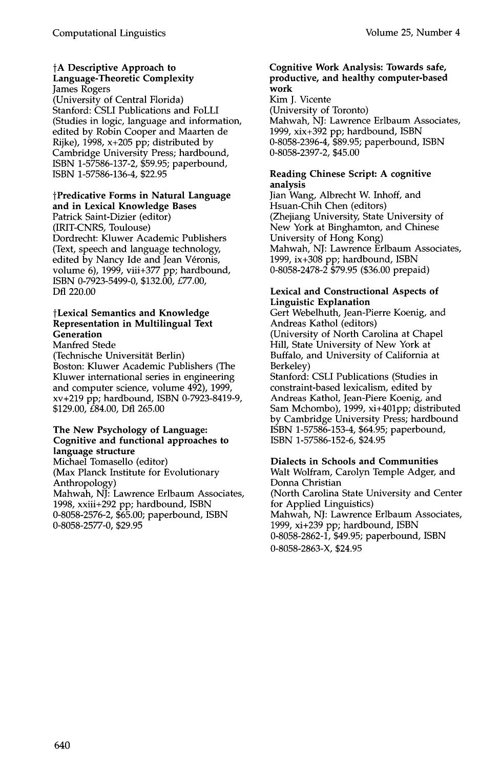**†A Descriptive Approach to Language-Theoretic Complexity**
James Rogers
(University of Central Florida)
Stanford: CSLI Publications and FoLLI (Studies in logic, language and information, edited by Robin Cooper and Maarten de Rijke), 1998, x+205 pp; distributed by Cambridge University Press; hardbound, ISBN 1-57586-137-2, $59.95; paperbound, ISBN 1-57586-136-4, $22.95

**†Predicative Forms in Natural Language and in Lexical Knowledge Bases**
Patrick Saint-Dizier (editor)
(IRIT-CNRS, Toulouse)
Dordrecht: Kluwer Academic Publishers (Text, speech and language technology, edited by Nancy Ide and Jean Véronis, volume 6), 1999, viii+377 pp; hardbound, ISBN 0-7923-5499-0, $132.00, £77.00, Dfl 220.00

**†Lexical Semantics and Knowledge Representation in Multilingual Text Generation**
Manfred Stede
(Technische Universität Berlin)
Boston: Kluwer Academic Publishers (The Kluwer international series in engineering and computer science, volume 492), 1999, xv+219 pp; hardbound, ISBN 0-7923-8419-9, $129.00, £84.00, Dfl 265.00

**The New Psychology of Language: Cognitive and functional approaches to language structure**
Michael Tomasello (editor)
(Max Planck Institute for Evolutionary Anthropology)
Mahwah, NJ: Lawrence Erlbaum Associates, 1998, xxiii+292 pp; hardbound, ISBN 0-8058-2576-2, $65.00; paperbound, ISBN 0-8058-2577-0, $29.95

**Cognitive Work Analysis: Towards safe, productive, and healthy computer-based work**
Kim J. Vicente
(University of Toronto)
Mahwah, NJ: Lawrence Erlbaum Associates, 1999, xix+392 pp; hardbound, ISBN 0-8058-2396-4, $89.95; paperbound, ISBN 0-8058-2397-2, $45.00

**Reading Chinese Script: A cognitive analysis**
Jian Wang, Albrecht W. Inhoff, and Hsuan-Chih Chen (editors)
(Zhejiang University, State University of New York at Binghamton, and Chinese University of Hong Kong)
Mahwah, NJ: Lawrence Erlbaum Associates, 1999, ix+308 pp; hardbound, ISBN 0-8058-2478-2 $79.95 ($36.00 prepaid)

**Lexical and Constructional Aspects of Linguistic Explanation**
Gert Webelhuth, Jean-Pierre Koenig, and Andreas Kathol (editors)
(University of North Carolina at Chapel Hill, State University of New York at Buffalo, and University of California at Berkeley)
Stanford: CSLI Publications (Studies in constraint-based lexicalism, edited by Andreas Kathol, Jean-Pierre Koenig, and Sam Mchombo), 1999, xi+401pp; distributed by Cambridge University Press; hardbound ISBN 1-57586-153-4, $64.95; paperbound, ISBN 1-57586-152-6, $24.95

**Dialects in Schools and Communities**
Walt Wolfram, Carolyn Temple Adger, and Donna Christian
(North Carolina State University and Center for Applied Linguistics)
Mahwah, NJ: Lawrence Erlbaum Associates, 1999, xi+239 pp; hardbound, ISBN 0-8058-2862-1, $49.95; paperbound, ISBN 0-8058-2863-X, $24.95